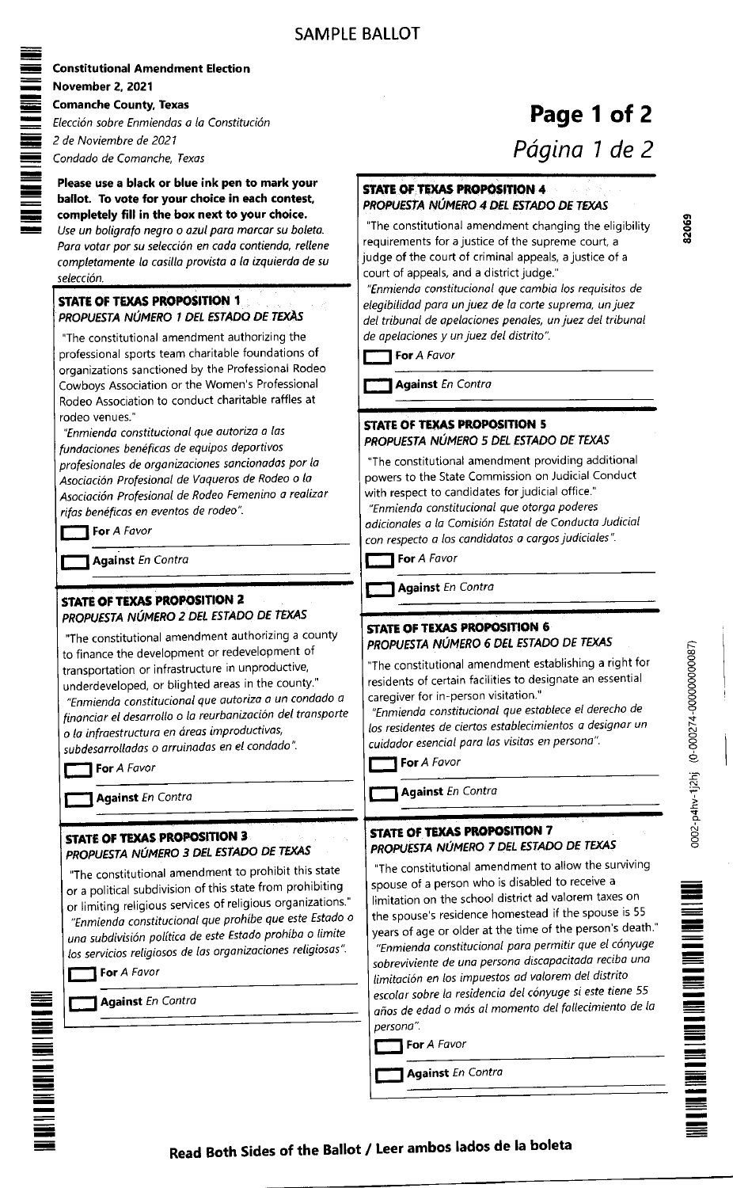# SAMPLE BALLOT

**Constitutional Amendment Election**
**November 2, 2021**
**Comanche County, Texas**
*Elección sobre Enmiendas a la Constitución*
*2 de Noviembre de 2021*
*Condado de Comanche, Texas*

**Page 1 of 2**
*Página 1 de 2*

**Please use a black or blue ink pen to mark your ballot. To vote for your choice in each contest, completely fill in the box next to your choice.**
*Use un bolígrafo negro o azul para marcar su boleta. Para votar por su selección en cada contienda, rellene completamente la casilla provista a la izquierda de su selección.*

## STATE OF TEXAS PROPOSITION 1
### *PROPUESTA NÚMERO 1 DEL ESTADO DE TEXAS*

"The constitutional amendment authorizing the professional sports team charitable foundations of organizations sanctioned by the Professional Rodeo Cowboys Association or the Women's Professional Rodeo Association to conduct charitable raffles at rodeo venues."
*"Enmienda constitucional que autoriza a las fundaciones benéficas de equipos deportivos profesionales de organizaciones sancionadas por la Asociación Profesional de Vaqueros de Rodeo o la Asociación Profesional de Rodeo Femenino a realizar rifas benéficas en eventos de rodeo".*

☐ **For** *A Favor*

☐ **Against** *En Contra*

## STATE OF TEXAS PROPOSITION 2
### *PROPUESTA NÚMERO 2 DEL ESTADO DE TEXAS*

"The constitutional amendment authorizing a county to finance the development or redevelopment of transportation or infrastructure in unproductive, underdeveloped, or blighted areas in the county."
*"Enmienda constitucional que autoriza a un condado a financiar el desarrollo o la reurbanización del transporte o la infraestructura en áreas improductivas, subdesarrolladas o arruinadas en el condado".*

☐ **For** *A Favor*

☐ **Against** *En Contra*

## STATE OF TEXAS PROPOSITION 3
### *PROPUESTA NÚMERO 3 DEL ESTADO DE TEXAS*

"The constitutional amendment to prohibit this state or a political subdivision of this state from prohibiting or limiting religious services of religious organizations."
*"Enmienda constitucional que prohíbe que este Estado o una subdivisión política de este Estado prohíba o limite los servicios religiosos de las organizaciones religiosas".*

☐ **For** *A Favor*

☐ **Against** *En Contra*

## STATE OF TEXAS PROPOSITION 4
### *PROPUESTA NÚMERO 4 DEL ESTADO DE TEXAS*

"The constitutional amendment changing the eligibility requirements for a justice of the supreme court, a judge of the court of criminal appeals, a justice of a court of appeals, and a district judge."
*"Enmienda constitucional que cambia los requisitos de elegibilidad para un juez de la corte suprema, un juez del tribunal de apelaciones penales, un juez del tribunal de apelaciones y un juez del distrito".*

☐ **For** *A Favor*

☐ **Against** *En Contra*

## STATE OF TEXAS PROPOSITION 5
### *PROPUESTA NÚMERO 5 DEL ESTADO DE TEXAS*

"The constitutional amendment providing additional powers to the State Commission on Judicial Conduct with respect to candidates for judicial office."
*"Enmienda constitucional que otorga poderes adicionales a la Comisión Estatal de Conducta Judicial con respecto a los candidatos a cargos judiciales".*

☐ **For** *A Favor*

☐ **Against** *En Contra*

## STATE OF TEXAS PROPOSITION 6
### *PROPUESTA NÚMERO 6 DEL ESTADO DE TEXAS*

"The constitutional amendment establishing a right for residents of certain facilities to designate an essential caregiver for in-person visitation."
*"Enmienda constitucional que establece el derecho de los residentes de ciertos establecimientos a designar un cuidador esencial para las visitas en persona".*

☐ **For** *A Favor*

☐ **Against** *En Contra*

## STATE OF TEXAS PROPOSITION 7
### *PROPUESTA NÚMERO 7 DEL ESTADO DE TEXAS*

"The constitutional amendment to allow the surviving spouse of a person who is disabled to receive a limitation on the school district ad valorem taxes on the spouse's residence homestead if the spouse is 55 years of age or older at the time of the person's death."
*"Enmienda constitucional para permitir que el cónyuge sobreviviente de una persona discapacitada reciba una limitación en los impuestos ad valorem del distrito escolar sobre la residencia del cónyuge si este tiene 55 años de edad o más al momento del fallecimiento de la persona".*

☐ **For** *A Favor*

☐ **Against** *En Contra*

**Read Both Sides of the Ballot / Leer ambos lados de la boleta**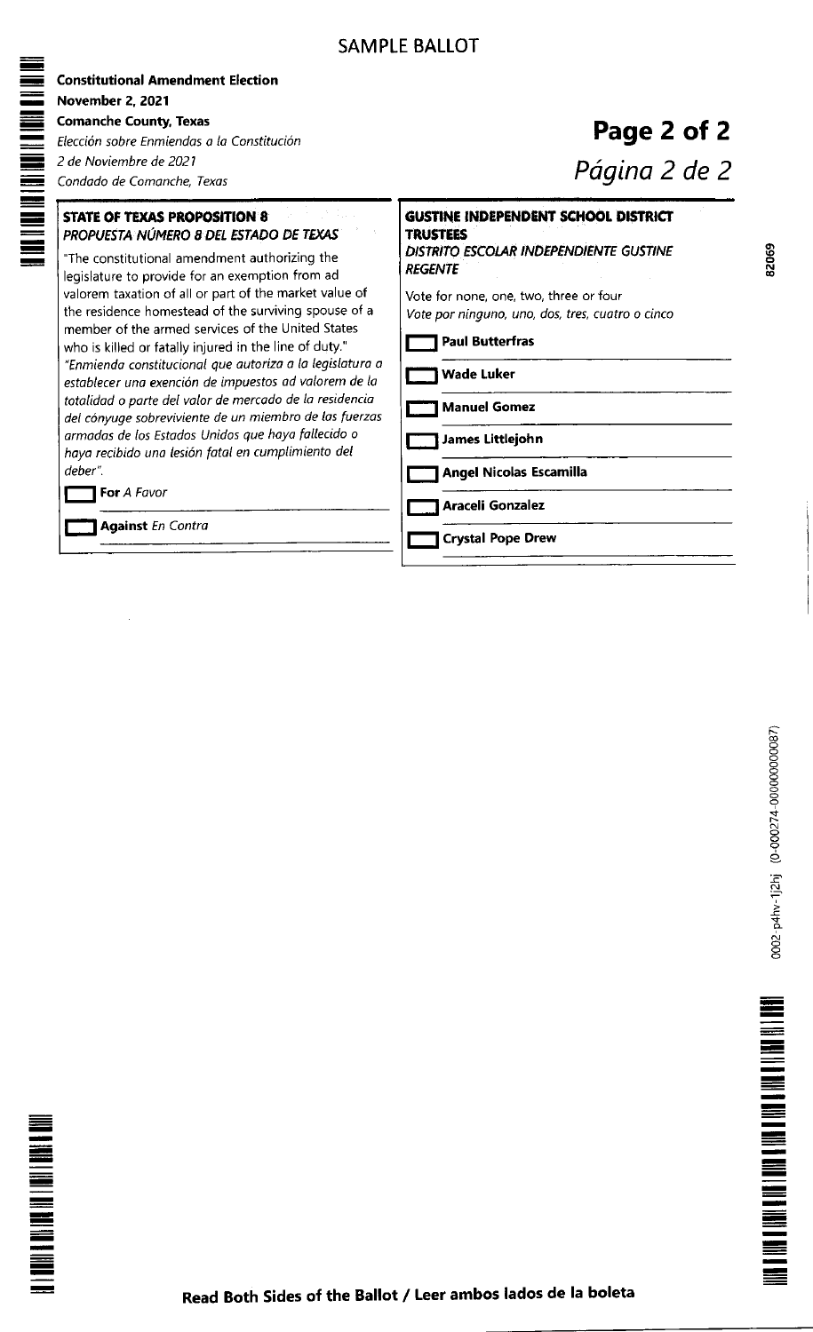SAMPLE BALLOT

**Constitutional Amendment Election**
**November 2, 2021**
**Comanche County, Texas**
*Elección sobre Enmiendas a la Constitución*
*2 de Noviembre de 2021*
*Condado de Comanche, Texas*

**Page 2 of 2**
*Página 2 de 2*

## STATE OF TEXAS PROPOSITION 8
*PROPUESTA NÚMERO 8 DEL ESTADO DE TEXAS*

"The constitutional amendment authorizing the legislature to provide for an exemption from ad valorem taxation of all or part of the market value of the residence homestead of the surviving spouse of a member of the armed services of the United States who is killed or fatally injured in the line of duty."
*"Enmienda constitucional que autoriza a la legislatura a establecer una exención de impuestos ad valorem de la totalidad o parte del valor de mercado de la residencia del cónyuge sobreviviente de un miembro de las fuerzas armadas de los Estados Unidos que haya fallecido o haya recibido una lesión fatal en cumplimiento del deber".*

- [ ] **For** *A Favor*
- [ ] **Against** *En Contra*

## GUSTINE INDEPENDENT SCHOOL DISTRICT TRUSTEES
*DISTRITO ESCOLAR INDEPENDIENTE GUSTINE REGENTE*

Vote for none, one, two, three or four
*Vote por ninguno, uno, dos, tres, cuatro o cinco*

- [ ] **Paul Butterfras**
- [ ] **Wade Luker**
- [ ] **Manuel Gomez**
- [ ] **James Littlejohn**
- [ ] **Angel Nicolas Escamilla**
- [ ] **Araceli Gonzalez**
- [ ] **Crystal Pope Drew**

82069

0002-p4hv-1j2hj (0-000274-000000000087)

**Read Both Sides of the Ballot / Leer ambos lados de la boleta**